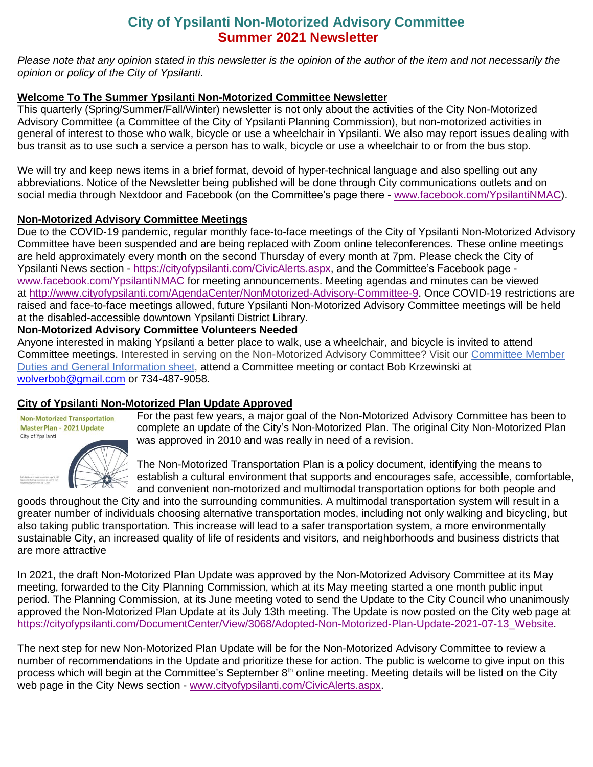# City of Ypsilanti Non-Motorized Advisory Committee
# Summer 2021 Newsletter

*Please note that any opinion stated in this newsletter is the opinion of the author of the item and not necessarily the opinion or policy of the City of Ypsilanti.*

## Welcome To The Summer Ypsilanti Non-Motorized Committee Newsletter

This quarterly (Spring/Summer/Fall/Winter) newsletter is not only about the activities of the City Non-Motorized Advisory Committee (a Committee of the City of Ypsilanti Planning Commission), but non-motorized activities in general of interest to those who walk, bicycle or use a wheelchair in Ypsilanti. We also may report issues dealing with bus transit as to use such a service a person has to walk, bicycle or use a wheelchair to or from the bus stop.

We will try and keep news items in a brief format, devoid of hyper-technical language and also spelling out any abbreviations. Notice of the Newsletter being published will be done through City communications outlets and on social media through Nextdoor and Facebook (on the Committee's page there - www.facebook.com/YpsilantiNMAC).

## Non-Motorized Advisory Committee Meetings

Due to the COVID-19 pandemic, regular monthly face-to-face meetings of the City of Ypsilanti Non-Motorized Advisory Committee have been suspended and are being replaced with Zoom online teleconferences. These online meetings are held approximately every month on the second Thursday of every month at 7pm. Please check the City of Ypsilanti News section - https://cityofypsilanti.com/CivicAlerts.aspx, and the Committee's Facebook page - www.facebook.com/YpsilantiNMAC for meeting announcements. Meeting agendas and minutes can be viewed at http://www.cityofypsilanti.com/AgendaCenter/NonMotorized-Advisory-Committee-9. Once COVID-19 restrictions are raised and face-to-face meetings allowed, future Ypsilanti Non-Motorized Advisory Committee meetings will be held at the disabled-accessible downtown Ypsilanti District Library.

### Non-Motorized Advisory Committee Volunteers Needed

Anyone interested in making Ypsilanti a better place to walk, use a wheelchair, and bicycle is invited to attend Committee meetings. Interested in serving on the Non-Motorized Advisory Committee? Visit our Committee Member Duties and General Information sheet, attend a Committee meeting or contact Bob Krzewinski at wolverbob@gmail.com or 734-487-9058.

## City of Ypsilanti Non-Motorized Plan Update Approved

For the past few years, a major goal of the Non-Motorized Advisory Committee has been to complete an update of the City's Non-Motorized Plan. The original City Non-Motorized Plan was approved in 2010 and was really in need of a revision.

The Non-Motorized Transportation Plan is a policy document, identifying the means to establish a cultural environment that supports and encourages safe, accessible, comfortable, and convenient non-motorized and multimodal transportation options for both people and goods throughout the City and into the surrounding communities. A multimodal transportation system will result in a greater number of individuals choosing alternative transportation modes, including not only walking and bicycling, but also taking public transportation. This increase will lead to a safer transportation system, a more environmentally sustainable City, an increased quality of life of residents and visitors, and neighborhoods and business districts that are more attractive

In 2021, the draft Non-Motorized Plan Update was approved by the Non-Motorized Advisory Committee at its May meeting, forwarded to the City Planning Commission, which at its May meeting started a one month public input period. The Planning Commission, at its June meeting voted to send the Update to the City Council who unanimously approved the Non-Motorized Plan Update at its July 13th meeting. The Update is now posted on the City web page at https://cityofypsilanti.com/DocumentCenter/View/3068/Adopted-Non-Motorized-Plan-Update-2021-07-13_Website.

The next step for new Non-Motorized Plan Update will be for the Non-Motorized Advisory Committee to review a number of recommendations in the Update and prioritize these for action. The public is welcome to give input on this process which will begin at the Committee's September 8th online meeting. Meeting details will be listed on the City web page in the City News section - www.cityofypsilanti.com/CivicAlerts.aspx.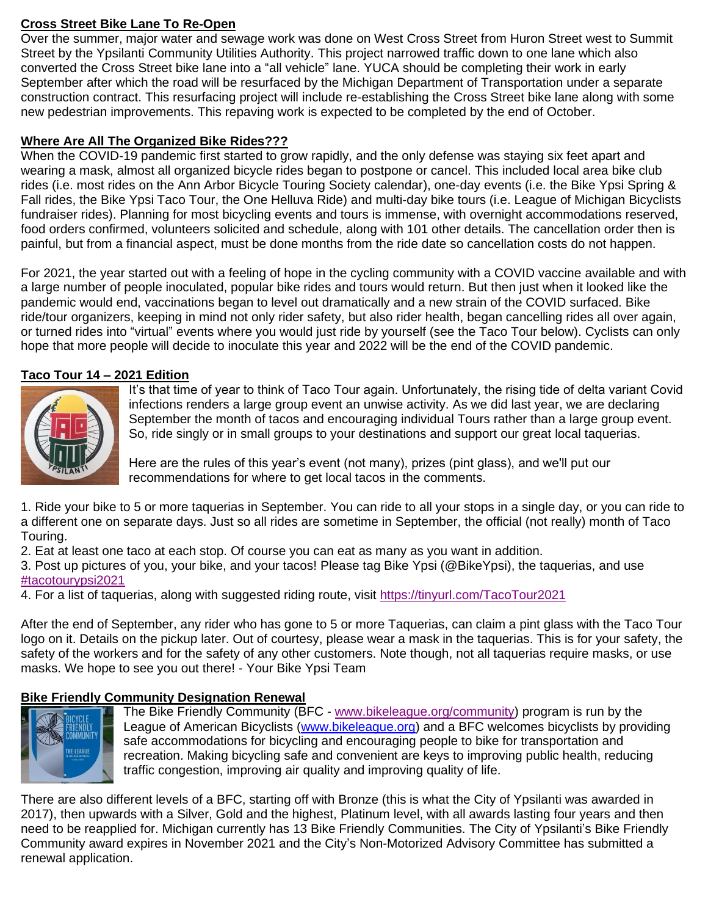## Cross Street Bike Lane To Re-Open

Over the summer, major water and sewage work was done on West Cross Street from Huron Street west to Summit Street by the Ypsilanti Community Utilities Authority. This project narrowed traffic down to one lane which also converted the Cross Street bike lane into a "all vehicle" lane. YUCA should be completing their work in early September after which the road will be resurfaced by the Michigan Department of Transportation under a separate construction contract. This resurfacing project will include re-establishing the Cross Street bike lane along with some new pedestrian improvements. This repaving work is expected to be completed by the end of October.

## Where Are All The Organized Bike Rides???

When the COVID-19 pandemic first started to grow rapidly, and the only defense was staying six feet apart and wearing a mask, almost all organized bicycle rides began to postpone or cancel. This included local area bike club rides (i.e. most rides on the Ann Arbor Bicycle Touring Society calendar), one-day events (i.e. the Bike Ypsi Spring & Fall rides, the Bike Ypsi Taco Tour, the One Helluva Ride) and multi-day bike tours (i.e. League of Michigan Bicyclists fundraiser rides). Planning for most bicycling events and tours is immense, with overnight accommodations reserved, food orders confirmed, volunteers solicited and schedule, along with 101 other details. The cancellation order then is painful, but from a financial aspect, must be done months from the ride date so cancellation costs do not happen.

For 2021, the year started out with a feeling of hope in the cycling community with a COVID vaccine available and with a large number of people inoculated, popular bike rides and tours would return. But then just when it looked like the pandemic would end, vaccinations began to level out dramatically and a new strain of the COVID surfaced. Bike ride/tour organizers, keeping in mind not only rider safety, but also rider health, began cancelling rides all over again, or turned rides into "virtual" events where you would just ride by yourself (see the Taco Tour below). Cyclists can only hope that more people will decide to inoculate this year and 2022 will be the end of the COVID pandemic.

## Taco Tour 14 – 2021 Edition

It's that time of year to think of Taco Tour again. Unfortunately, the rising tide of delta variant Covid infections renders a large group event an unwise activity. As we did last year, we are declaring September the month of tacos and encouraging individual Tours rather than a large group event. So, ride singly or in small groups to your destinations and support our great local taquerias.

Here are the rules of this year's event (not many), prizes (pint glass), and we'll put our recommendations for where to get local tacos in the comments.

1. Ride your bike to 5 or more taquerias in September. You can ride to all your stops in a single day, or you can ride to a different one on separate days. Just so all rides are sometime in September, the official (not really) month of Taco Touring.
2. Eat at least one taco at each stop. Of course you can eat as many as you want in addition.
3. Post up pictures of you, your bike, and your tacos! Please tag Bike Ypsi (@BikeYpsi), the taquerias, and use #tacotourypsi2021
4. For a list of taquerias, along with suggested riding route, visit https://tinyurl.com/TacoTour2021

After the end of September, any rider who has gone to 5 or more Taquerias, can claim a pint glass with the Taco Tour logo on it. Details on the pickup later. Out of courtesy, please wear a mask in the taquerias. This is for your safety, the safety of the workers and for the safety of any other customers. Note though, not all taquerias require masks, or use masks. We hope to see you out there! - Your Bike Ypsi Team

## Bike Friendly Community Designation Renewal

The Bike Friendly Community (BFC - www.bikeleague.org/community) program is run by the League of American Bicyclists (www.bikeleague.org) and a BFC welcomes bicyclists by providing safe accommodations for bicycling and encouraging people to bike for transportation and recreation. Making bicycling safe and convenient are keys to improving public health, reducing traffic congestion, improving air quality and improving quality of life.

There are also different levels of a BFC, starting off with Bronze (this is what the City of Ypsilanti was awarded in 2017), then upwards with a Silver, Gold and the highest, Platinum level, with all awards lasting four years and then need to be reapplied for. Michigan currently has 13 Bike Friendly Communities. The City of Ypsilanti's Bike Friendly Community award expires in November 2021 and the City's Non-Motorized Advisory Committee has submitted a renewal application.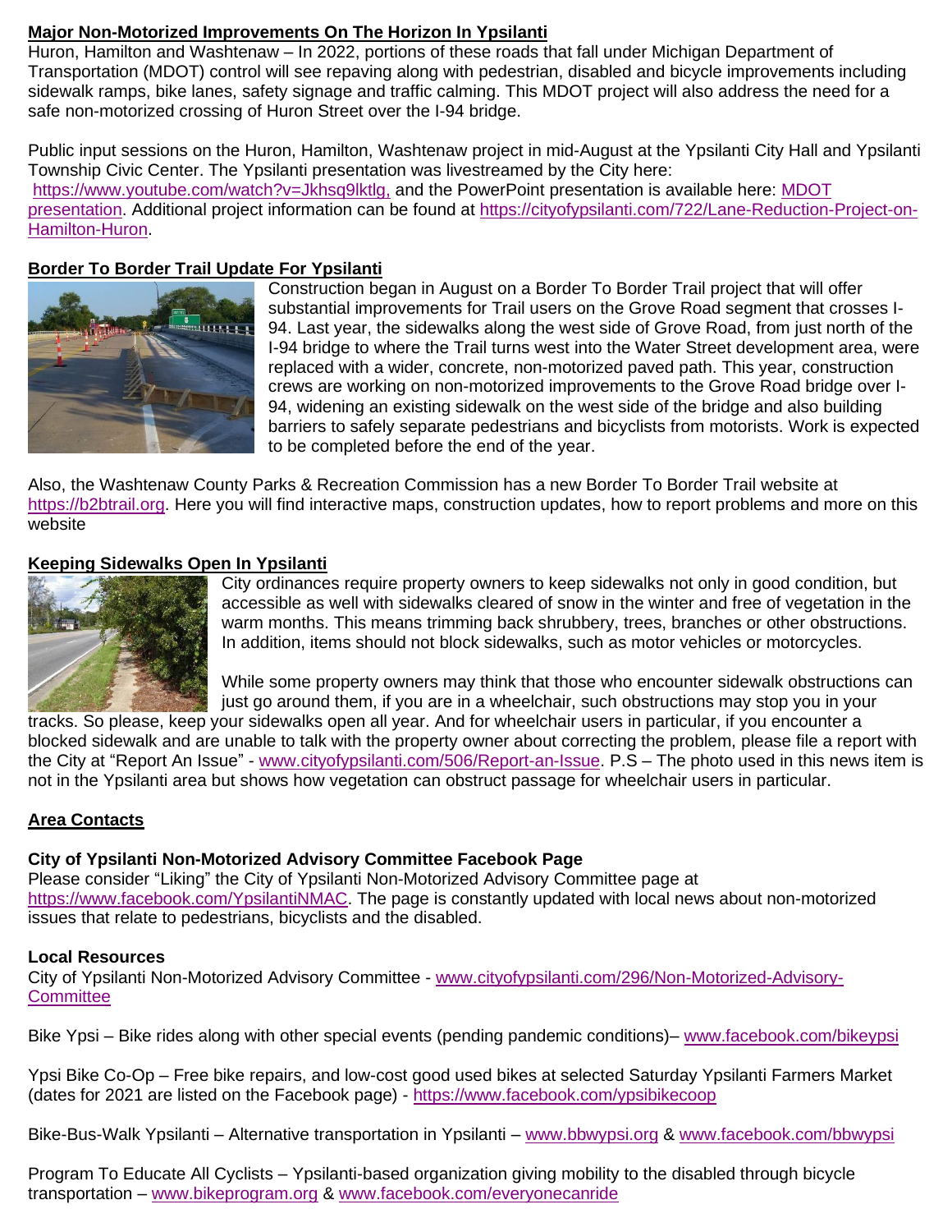## Major Non-Motorized Improvements On The Horizon In Ypsilanti

Huron, Hamilton and Washtenaw – In 2022, portions of these roads that fall under Michigan Department of Transportation (MDOT) control will see repaving along with pedestrian, disabled and bicycle improvements including sidewalk ramps, bike lanes, safety signage and traffic calming. This MDOT project will also address the need for a safe non-motorized crossing of Huron Street over the I-94 bridge.

Public input sessions on the Huron, Hamilton, Washtenaw project in mid-August at the Ypsilanti City Hall and Ypsilanti Township Civic Center. The Ypsilanti presentation was livestreamed by the City here: https://www.youtube.com/watch?v=Jkhsq9lktlg, and the PowerPoint presentation is available here: MDOT presentation. Additional project information can be found at https://cityofypsilanti.com/722/Lane-Reduction-Project-on-Hamilton-Huron.

## Border To Border Trail Update For Ypsilanti

Construction began in August on a Border To Border Trail project that will offer substantial improvements for Trail users on the Grove Road segment that crosses I-94. Last year, the sidewalks along the west side of Grove Road, from just north of the I-94 bridge to where the Trail turns west into the Water Street development area, were replaced with a wider, concrete, non-motorized paved path. This year, construction crews are working on non-motorized improvements to the Grove Road bridge over I-94, widening an existing sidewalk on the west side of the bridge and also building barriers to safely separate pedestrians and bicyclists from motorists. Work is expected to be completed before the end of the year.

Also, the Washtenaw County Parks & Recreation Commission has a new Border To Border Trail website at https://b2btrail.org. Here you will find interactive maps, construction updates, how to report problems and more on this website

## Keeping Sidewalks Open In Ypsilanti

City ordinances require property owners to keep sidewalks not only in good condition, but accessible as well with sidewalks cleared of snow in the winter and free of vegetation in the warm months. This means trimming back shrubbery, trees, branches or other obstructions. In addition, items should not block sidewalks, such as motor vehicles or motorcycles.

While some property owners may think that those who encounter sidewalk obstructions can just go around them, if you are in a wheelchair, such obstructions may stop you in your tracks. So please, keep your sidewalks open all year. And for wheelchair users in particular, if you encounter a blocked sidewalk and are unable to talk with the property owner about correcting the problem, please file a report with the City at "Report An Issue" - www.cityofypsilanti.com/506/Report-an-Issue. P.S – The photo used in this news item is not in the Ypsilanti area but shows how vegetation can obstruct passage for wheelchair users in particular.

## Area Contacts

### City of Ypsilanti Non-Motorized Advisory Committee Facebook Page

Please consider "Liking" the City of Ypsilanti Non-Motorized Advisory Committee page at https://www.facebook.com/YpsilantiNMAC. The page is constantly updated with local news about non-motorized issues that relate to pedestrians, bicyclists and the disabled.

### Local Resources

City of Ypsilanti Non-Motorized Advisory Committee - www.cityofypsilanti.com/296/Non-Motorized-Advisory-Committee

Bike Ypsi – Bike rides along with other special events (pending pandemic conditions)– www.facebook.com/bikeypsi

Ypsi Bike Co-Op – Free bike repairs, and low-cost good used bikes at selected Saturday Ypsilanti Farmers Market (dates for 2021 are listed on the Facebook page) - https://www.facebook.com/ypsibikecoop

Bike-Bus-Walk Ypsilanti – Alternative transportation in Ypsilanti – www.bbwypsi.org & www.facebook.com/bbwypsi

Program To Educate All Cyclists – Ypsilanti-based organization giving mobility to the disabled through bicycle transportation – www.bikeprogram.org & www.facebook.com/everyonecanride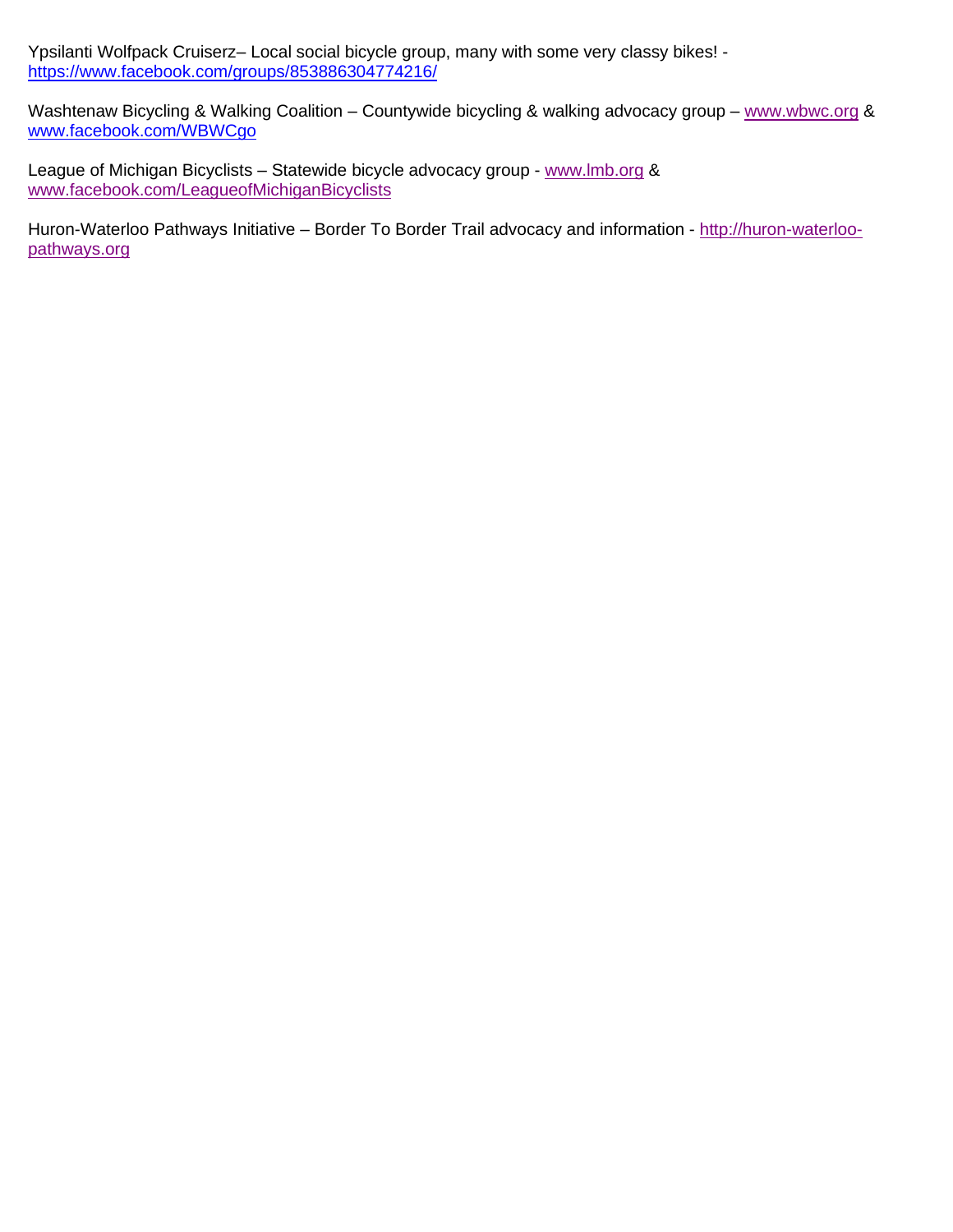Ypsilanti Wolfpack Cruiserz– Local social bicycle group, many with some very classy bikes! - https://www.facebook.com/groups/853886304774216/

Washtenaw Bicycling & Walking Coalition – Countywide bicycling & walking advocacy group – www.wbwc.org & www.facebook.com/WBWCgo

League of Michigan Bicyclists – Statewide bicycle advocacy group - www.lmb.org & www.facebook.com/LeagueofMichiganBicyclists

Huron-Waterloo Pathways Initiative – Border To Border Trail advocacy and information - http://huron-waterloo-pathways.org